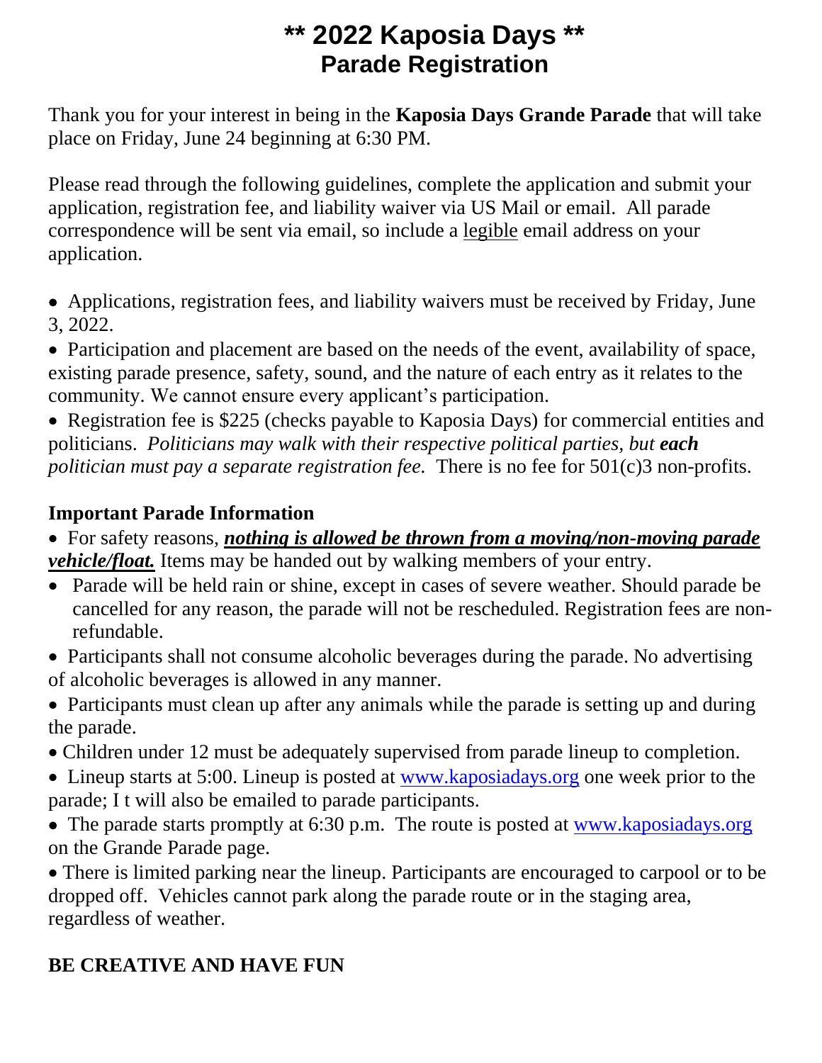# ** 2022 Kaposia Days **
## Parade Registration

Thank you for your interest in being in the **Kaposia Days Grande Parade** that will take place on Friday, June 24 beginning at 6:30 PM.

Please read through the following guidelines, complete the application and submit your application, registration fee, and liability waiver via US Mail or email. All parade correspondence will be sent via email, so include a <u>legible</u> email address on your application.

- Applications, registration fees, and liability waivers must be received by Friday, June 3, 2022.
- Participation and placement are based on the needs of the event, availability of space, existing parade presence, safety, sound, and the nature of each entry as it relates to the community. We cannot ensure every applicant's participation.
- Registration fee is $225 (checks payable to Kaposia Days) for commercial entities and politicians. *Politicians may walk with their respective political parties, but **each** politician must pay a separate registration fee.* There is no fee for 501(c)3 non-profits.

### Important Parade Information

- For safety reasons, ***<u>nothing is allowed be thrown from a moving/non-moving parade vehicle/float.</u>*** Items may be handed out by walking members of your entry.
- Parade will be held rain or shine, except in cases of severe weather. Should parade be cancelled for any reason, the parade will not be rescheduled. Registration fees are non-refundable.
- Participants shall not consume alcoholic beverages during the parade. No advertising of alcoholic beverages is allowed in any manner.
- Participants must clean up after any animals while the parade is setting up and during the parade.
- Children under 12 must be adequately supervised from parade lineup to completion.
- Lineup starts at 5:00. Lineup is posted at www.kaposiadays.org one week prior to the parade; I t will also be emailed to parade participants.
- The parade starts promptly at 6:30 p.m. The route is posted at www.kaposiadays.org on the Grande Parade page.
- There is limited parking near the lineup. Participants are encouraged to carpool or to be dropped off. Vehicles cannot park along the parade route or in the staging area, regardless of weather.

### BE CREATIVE AND HAVE FUN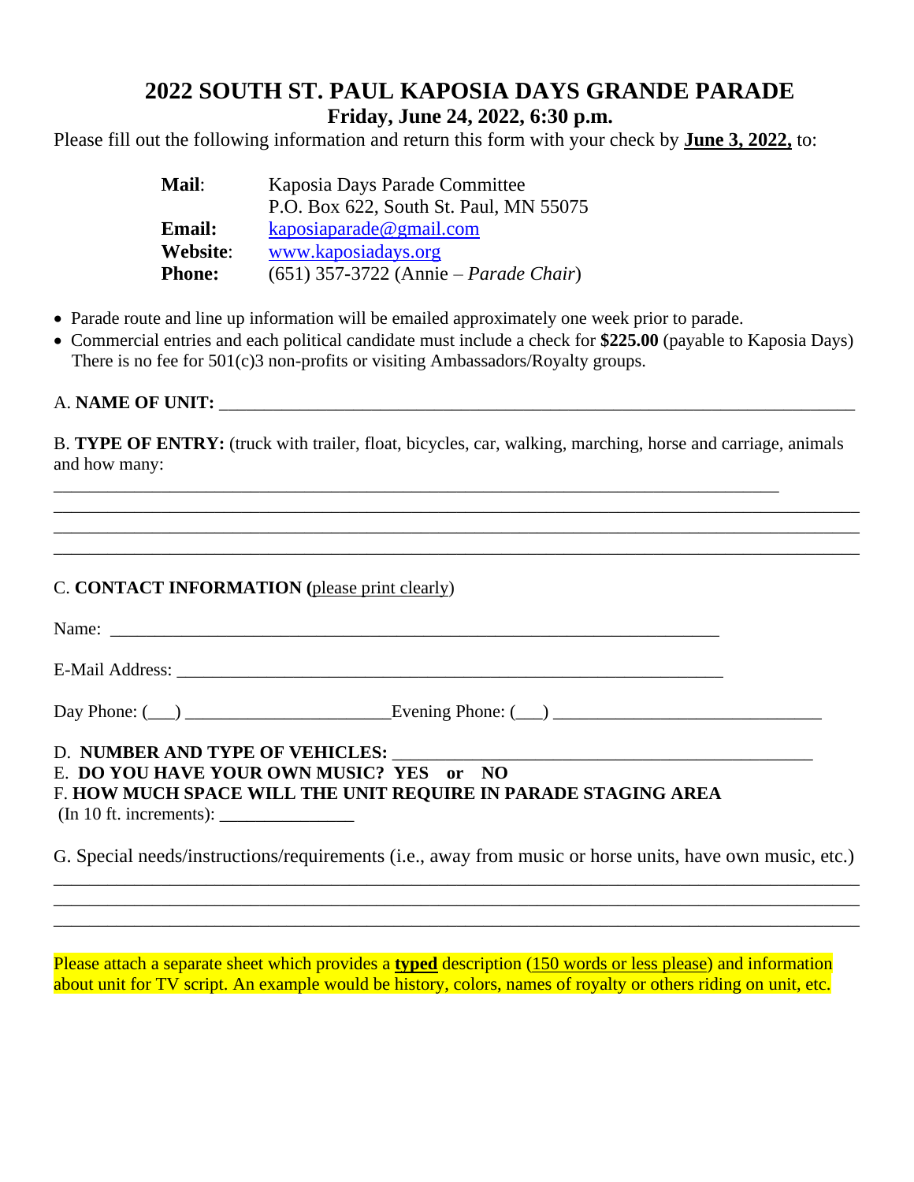# 2022 SOUTH ST. PAUL KAPOSIA DAYS GRANDE PARADE

## Friday, June 24, 2022, 6:30 p.m.

Please fill out the following information and return this form with your check by **June 3, 2022,** to:

| | |
|---|---|
| **Mail**: | Kaposia Days Parade Committee |
| | P.O. Box 622, South St. Paul, MN 55075 |
| **Email:** | kaposiaparade@gmail.com |
| **Website**: | www.kaposiadays.org |
| **Phone:** | (651) 357-3722 (Annie – *Parade Chair*) |

- Parade route and line up information will be emailed approximately one week prior to parade.
- Commercial entries and each political candidate must include a check for **$225.00** (payable to Kaposia Days) There is no fee for 501(c)3 non-profits or visiting Ambassadors/Royalty groups.

A. **NAME OF UNIT:** ___________________________________________________________________________

B. **TYPE OF ENTRY:** (truck with trailer, float, bicycles, car, walking, marching, horse and carriage, animals and how many:

_____________________________________________________________________________________

_____________________________________________________________________________________

_____________________________________________________________________________________

_____________________________________________________________________________________

C. **CONTACT INFORMATION (**please print clearly)

Name: _______________________________________________________________________

E-Mail Address: _______________________________________________________________

Day Phone: (___) ______________________ Evening Phone: (___) ____________________________

D. **NUMBER AND TYPE OF VEHICLES:** ___________________________________________

E. **DO YOU HAVE YOUR OWN MUSIC? YES or NO**

F. **HOW MUCH SPACE WILL THE UNIT REQUIRE IN PARADE STAGING AREA**

(In 10 ft. increments): _______________

G. Special needs/instructions/requirements (i.e., away from music or horse units, have own music, etc.)

_____________________________________________________________________________________

_____________________________________________________________________________________

_____________________________________________________________________________________

Please attach a separate sheet which provides a **typed** description (150 words or less please) and information about unit for TV script. An example would be history, colors, names of royalty or others riding on unit, etc.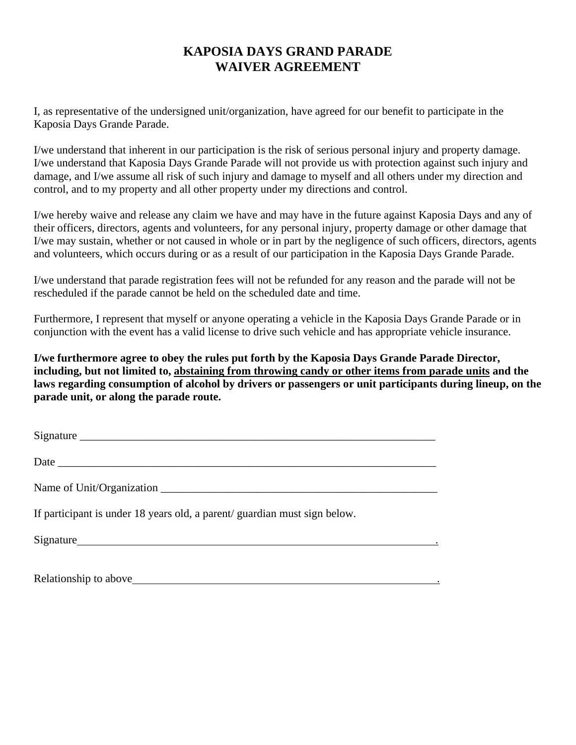# KAPOSIA DAYS GRAND PARADE
# WAIVER AGREEMENT

I, as representative of the undersigned unit/organization, have agreed for our benefit to participate in the Kaposia Days Grande Parade.

I/we understand that inherent in our participation is the risk of serious personal injury and property damage. I/we understand that Kaposia Days Grande Parade will not provide us with protection against such injury and damage, and I/we assume all risk of such injury and damage to myself and all others under my direction and control, and to my property and all other property under my directions and control.

I/we hereby waive and release any claim we have and may have in the future against Kaposia Days and any of their officers, directors, agents and volunteers, for any personal injury, property damage or other damage that I/we may sustain, whether or not caused in whole or in part by the negligence of such officers, directors, agents and volunteers, which occurs during or as a result of our participation in the Kaposia Days Grande Parade.

I/we understand that parade registration fees will not be refunded for any reason and the parade will not be rescheduled if the parade cannot be held on the scheduled date and time.

Furthermore, I represent that myself or anyone operating a vehicle in the Kaposia Days Grande Parade or in conjunction with the event has a valid license to drive such vehicle and has appropriate vehicle insurance.

**I/we furthermore agree to obey the rules put forth by the Kaposia Days Grande Parade Director, including, but not limited to, <u>abstaining from throwing candy or other items from parade units</u> and the laws regarding consumption of alcohol by drivers or passengers or unit participants during lineup, on the parade unit, or along the parade route.**

Signature ____________________________________________________________________

Date ________________________________________________________________________

Name of Unit/Organization _____________________________________________________

If participant is under 18 years old, a parent/ guardian must sign below.

Signature____________________________________________________________________.

Relationship to above__________________________________________________________.